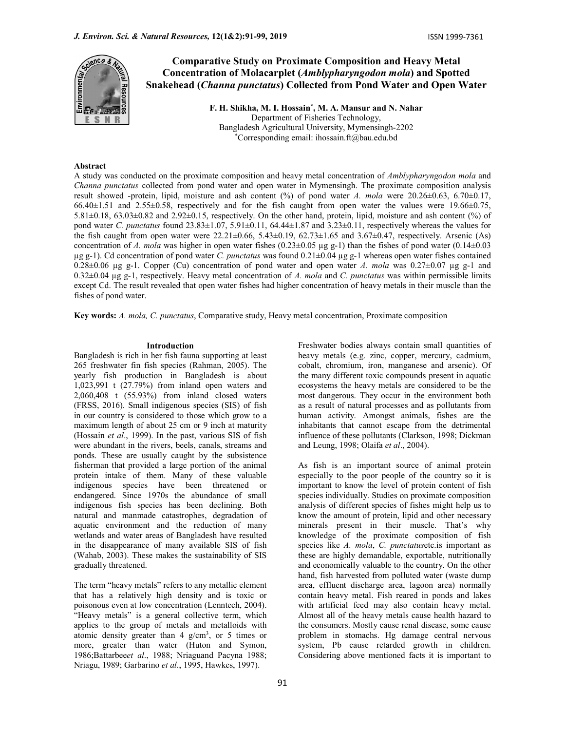# Comparative Study on Proximate Composition and Heavy Metal Concentration of Molacarplet (*Amblypharyngodon mola*) and Spotted Snakehead (*Channa punctatus*) Collected from Pond Water and Open Water

**F. H. Shikha, M. I. Hossain*, M. A. Mansur and N. Nahar**

Department of Fisheries Technology,
Bangladesh Agricultural University, Mymensingh-2202
*Corresponding email: ihossain.ft@bau.edu.bd

## Abstract

A study was conducted on the proximate composition and heavy metal concentration of *Amblypharyngodon mola* and *Channa punctatus* collected from pond water and open water in Mymensingh. The proximate composition analysis result showed -protein, lipid, moisture and ash content (%) of pond water *A. mola* were 20.26±0.63, 6.70±0.17, 66.40±1.51 and 2.55±0.58, respectively and for the fish caught from open water the values were 19.66±0.75, 5.81±0.18, 63.03±0.82 and 2.92±0.15, respectively. On the other hand, protein, lipid, moisture and ash content (%) of pond water *C. punctatus* found 23.83±1.07, 5.91±0.11, 64.44±1.87 and 3.23±0.11, respectively whereas the values for the fish caught from open water were 22.21±0.66, 5.43±0.19, 62.73±1.65 and 3.67±0.47, respectively. Arsenic (As) concentration of *A. mola* was higher in open water fishes (0.23±0.05 µg g-1) than the fishes of pond water (0.14±0.03 µg g-1). Cd concentration of pond water *C. punctatus* was found 0.21±0.04 µg g-1 whereas open water fishes contained 0.28±0.06 µg g-1. Copper (Cu) concentration of pond water and open water *A. mola* was 0.27±0.07 µg g-1 and 0.32±0.04 µg g-1, respectively. Heavy metal concentration of *A. mola* and *C. punctatus* was within permissible limits except Cd. The result revealed that open water fishes had higher concentration of heavy metals in their muscle than the fishes of pond water.

**Key words:** *A. mola, C. punctatus*, Comparative study, Heavy metal concentration, Proximate composition

## Introduction

Bangladesh is rich in her fish fauna supporting at least 265 freshwater fin fish species (Rahman, 2005). The yearly fish production in Bangladesh is about 1,023,991 t (27.79%) from inland open waters and 2,060,408 t (55.93%) from inland closed waters (FRSS, 2016). Small indigenous species (SIS) of fish in our country is considered to those which grow to a maximum length of about 25 cm or 9 inch at maturity (Hossain *et al*., 1999). In the past, various SIS of fish were abundant in the rivers, beels, canals, streams and ponds. These are usually caught by the subsistence fisherman that provided a large portion of the animal protein intake of them. Many of these valuable indigenous species have been threatened or endangered. Since 1970s the abundance of small indigenous fish species has been declining. Both natural and manmade catastrophes, degradation of aquatic environment and the reduction of many wetlands and water areas of Bangladesh have resulted in the disappearance of many available SIS of fish (Wahab, 2003). These makes the sustainability of SIS gradually threatened.

The term "heavy metals" refers to any metallic element that has a relatively high density and is toxic or poisonous even at low concentration (Lenntech, 2004). "Heavy metals" is a general collective term, which applies to the group of metals and metalloids with atomic density greater than 4 g/cm$^3$, or 5 times or more, greater than water (Huton and Symon, 1986;Battarbee*et al*., 1988; Nriaguand Pacyna 1988; Nriagu, 1989; Garbarino *et al*., 1995, Hawkes, 1997).

Freshwater bodies always contain small quantities of heavy metals (e.g. zinc, copper, mercury, cadmium, cobalt, chromium, iron, manganese and arsenic). Of the many different toxic compounds present in aquatic ecosystems the heavy metals are considered to be the most dangerous. They occur in the environment both as a result of natural processes and as pollutants from human activity. Amongst animals, fishes are the inhabitants that cannot escape from the detrimental influence of these pollutants (Clarkson, 1998; Dickman and Leung, 1998; Olaifa *et al*., 2004).

As fish is an important source of animal protein especially to the poor people of the country so it is important to know the level of protein content of fish species individually. Studies on proximate composition analysis of different species of fishes might help us to know the amount of protein, lipid and other necessary minerals present in their muscle. That's why knowledge of the proximate composition of fish species like *A. mola*, *C. punctatus*etc.is important as these are highly demandable, exportable, nutritionally and economically valuable to the country. On the other hand, fish harvested from polluted water (waste dump area, effluent discharge area, lagoon area) normally contain heavy metal. Fish reared in ponds and lakes with artificial feed may also contain heavy metal. Almost all of the heavy metals cause health hazard to the consumers. Mostly cause renal disease, some cause problem in stomachs. Hg damage central nervous system, Pb cause retarded growth in children. Considering above mentioned facts it is important to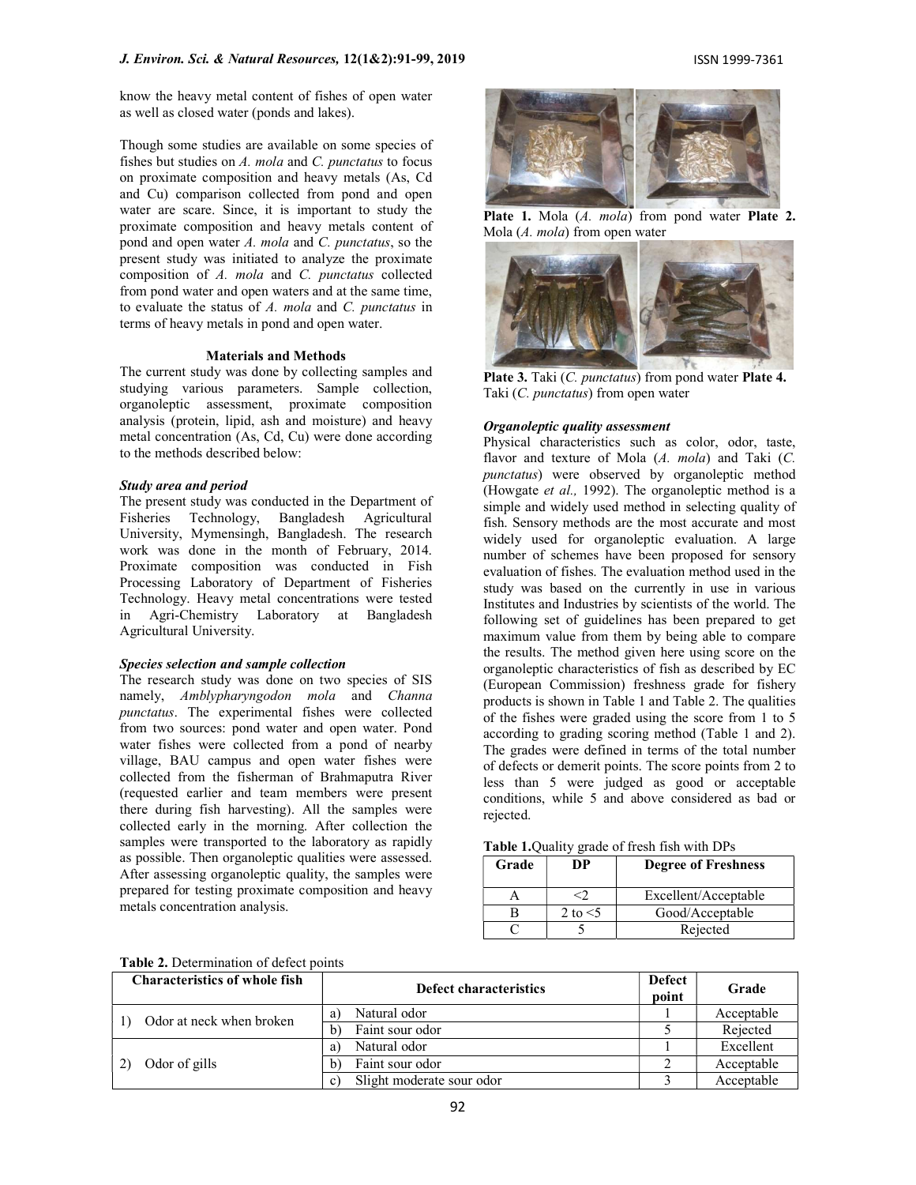know the heavy metal content of fishes of open water as well as closed water (ponds and lakes).

Though some studies are available on some species of fishes but studies on *A. mola* and *C. punctatus* to focus on proximate composition and heavy metals (As, Cd and Cu) comparison collected from pond and open water are scare. Since, it is important to study the proximate composition and heavy metals content of pond and open water *A. mola* and *C. punctatus*, so the present study was initiated to analyze the proximate composition of *A. mola* and *C. punctatus* collected from pond water and open waters and at the same time, to evaluate the status of *A. mola* and *C. punctatus* in terms of heavy metals in pond and open water.

## Materials and Methods

The current study was done by collecting samples and studying various parameters. Sample collection, organoleptic assessment, proximate composition analysis (protein, lipid, ash and moisture) and heavy metal concentration (As, Cd, Cu) were done according to the methods described below:

### *Study area and period*

The present study was conducted in the Department of Fisheries Technology, Bangladesh Agricultural University, Mymensingh, Bangladesh. The research work was done in the month of February, 2014. Proximate composition was conducted in Fish Processing Laboratory of Department of Fisheries Technology. Heavy metal concentrations were tested in Agri-Chemistry Laboratory at Bangladesh Agricultural University.

### *Species selection and sample collection*

The research study was done on two species of SIS namely, *Amblypharyngodon mola* and *Channa punctatus*. The experimental fishes were collected from two sources: pond water and open water. Pond water fishes were collected from a pond of nearby village, BAU campus and open water fishes were collected from the fisherman of Brahmaputra River (requested earlier and team members were present there during fish harvesting). All the samples were collected early in the morning. After collection the samples were transported to the laboratory as rapidly as possible. Then organoleptic qualities were assessed. After assessing organoleptic quality, the samples were prepared for testing proximate composition and heavy metals concentration analysis.

**Plate 1.** Mola (*A. mola*) from pond water **Plate 2.** Mola (*A. mola*) from open water

**Plate 3.** Taki (*C. punctatus*) from pond water **Plate 4.** Taki (*C. punctatus*) from open water

### *Organoleptic quality assessment*

Physical characteristics such as color, odor, taste, flavor and texture of Mola (*A. mola*) and Taki (*C. punctatus*) were observed by organoleptic method (Howgate *et al.,* 1992). The organoleptic method is a simple and widely used method in selecting quality of fish. Sensory methods are the most accurate and most widely used for organoleptic evaluation. A large number of schemes have been proposed for sensory evaluation of fishes. The evaluation method used in the study was based on the currently in use in various Institutes and Industries by scientists of the world. The following set of guidelines has been prepared to get maximum value from them by being able to compare the results. The method given here using score on the organoleptic characteristics of fish as described by EC (European Commission) freshness grade for fishery products is shown in Table 1 and Table 2. The qualities of the fishes were graded using the score from 1 to 5 according to grading scoring method (Table 1 and 2). The grades were defined in terms of the total number of defects or demerit points. The score points from 2 to less than 5 were judged as good or acceptable conditions, while 5 and above considered as bad or rejected.

**Table 1.** Quality grade of fresh fish with DPs

| Grade | DP | Degree of Freshness |
|---|---|---|
| A | <2 | Excellent/Acceptable |
| B | 2 to <5 | Good/Acceptable |
| C | 5 | Rejected |

**Table 2.** Determination of defect points

| Characteristics of whole fish | Defect characteristics | Defect point | Grade |
|---|---|---|---|
| 1) Odor at neck when broken | a) Natural odor | 1 | Acceptable |
| | b) Faint sour odor | 5 | Rejected |
| 2) Odor of gills | a) Natural odor | 1 | Excellent |
| | b) Faint sour odor | 2 | Acceptable |
| | c) Slight moderate sour odor | 3 | Acceptable |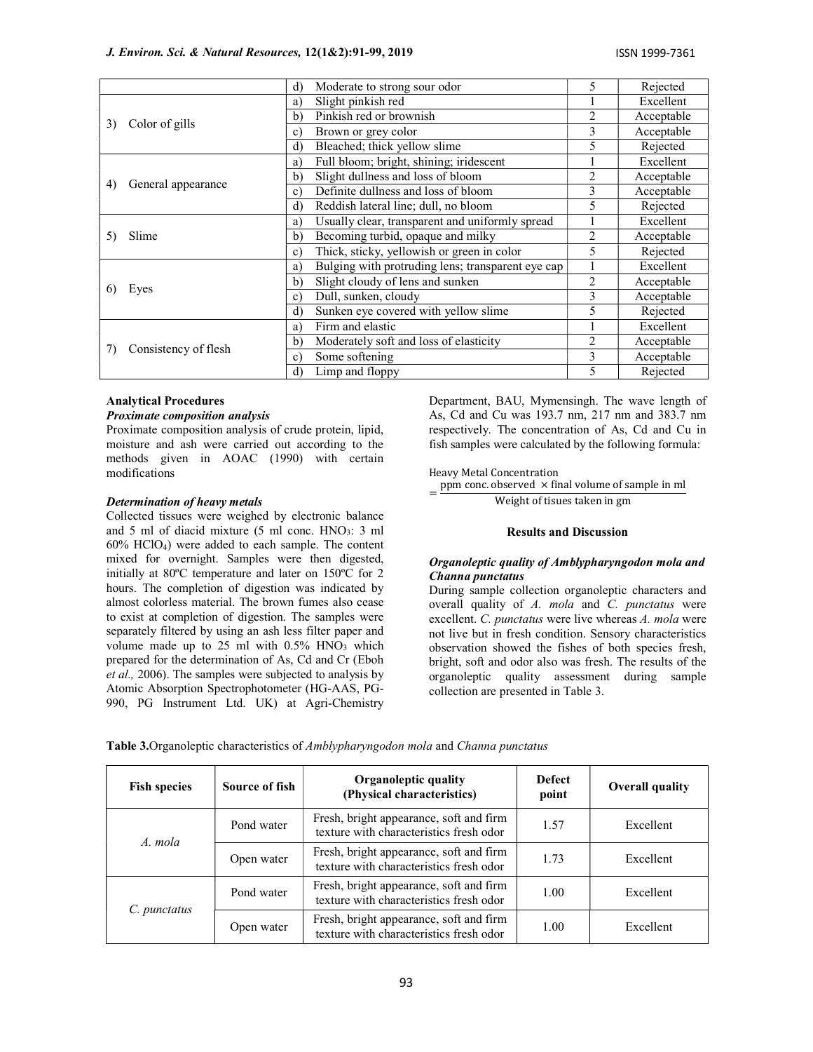| | | | |
|---|---|---|---|
| | d) Moderate to strong sour odor | 5 | Rejected |
| 3) Color of gills | a) Slight pinkish red | 1 | Excellent |
| | b) Pinkish red or brownish | 2 | Acceptable |
| | c) Brown or grey color | 3 | Acceptable |
| | d) Bleached; thick yellow slime | 5 | Rejected |
| 4) General appearance | a) Full bloom; bright, shining; iridescent | 1 | Excellent |
| | b) Slight dullness and loss of bloom | 2 | Acceptable |
| | c) Definite dullness and loss of bloom | 3 | Acceptable |
| | d) Reddish lateral line; dull, no bloom | 5 | Rejected |
| 5) Slime | a) Usually clear, transparent and uniformly spread | 1 | Excellent |
| | b) Becoming turbid, opaque and milky | 2 | Acceptable |
| | c) Thick, sticky, yellowish or green in color | 5 | Rejected |
| 6) Eyes | a) Bulging with protruding lens; transparent eye cap | 1 | Excellent |
| | b) Slight cloudy of lens and sunken | 2 | Acceptable |
| | c) Dull, sunken, cloudy | 3 | Acceptable |
| | d) Sunken eye covered with yellow slime | 5 | Rejected |
| 7) Consistency of flesh | a) Firm and elastic | 1 | Excellent |
| | b) Moderately soft and loss of elasticity | 2 | Acceptable |
| | c) Some softening | 3 | Acceptable |
| | d) Limp and floppy | 5 | Rejected |

### Analytical Procedures

***Proximate composition analysis***

Proximate composition analysis of crude protein, lipid, moisture and ash were carried out according to the methods given in AOAC (1990) with certain modifications

***Determination of heavy metals***

Collected tissues were weighed by electronic balance and 5 ml of diacid mixture (5 ml conc. $HNO_3$: 3 ml 60% $HClO_4$) were added to each sample. The content mixed for overnight. Samples were then digested, initially at 80ºC temperature and later on 150ºC for 2 hours. The completion of digestion was indicated by almost colorless material. The brown fumes also cease to exist at completion of digestion. The samples were separately filtered by using an ash less filter paper and volume made up to 25 ml with 0.5% $HNO_3$ which prepared for the determination of As, Cd and Cr (Eboh *et al.,* 2006). The samples were subjected to analysis by Atomic Absorption Spectrophotometer (HG-AAS, PG-990, PG Instrument Ltd. UK) at Agri-Chemistry Department, BAU, Mymensingh. The wave length of As, Cd and Cu was 193.7 nm, 217 nm and 383.7 nm respectively. The concentration of As, Cd and Cu in fish samples were calculated by the following formula:

$$\text{Heavy Metal Concentration} = \frac{\text{ppm conc. observed} \times \text{final volume of sample in ml}}{\text{Weight of tisues taken in gm}}$$

## Results and Discussion

***Organoleptic quality of Amblypharyngodon mola and Channa punctatus***

During sample collection organoleptic characters and overall quality of *A. mola* and *C. punctatus* were excellent. *C. punctatus* were live whereas *A. mola* were not live but in fresh condition. Sensory characteristics observation showed the fishes of both species fresh, bright, soft and odor also was fresh. The results of the organoleptic quality assessment during sample collection are presented in Table 3.

**Table 3.** Organoleptic characteristics of *Amblypharyngodon mola* and *Channa punctatus*

| Fish species | Source of fish | Organoleptic quality (Physical characteristics) | Defect point | Overall quality |
|---|---|---|---|---|
| *A. mola* | Pond water | Fresh, bright appearance, soft and firm texture with characteristics fresh odor | 1.57 | Excellent |
| | Open water | Fresh, bright appearance, soft and firm texture with characteristics fresh odor | 1.73 | Excellent |
| *C. punctatus* | Pond water | Fresh, bright appearance, soft and firm texture with characteristics fresh odor | 1.00 | Excellent |
| | Open water | Fresh, bright appearance, soft and firm texture with characteristics fresh odor | 1.00 | Excellent |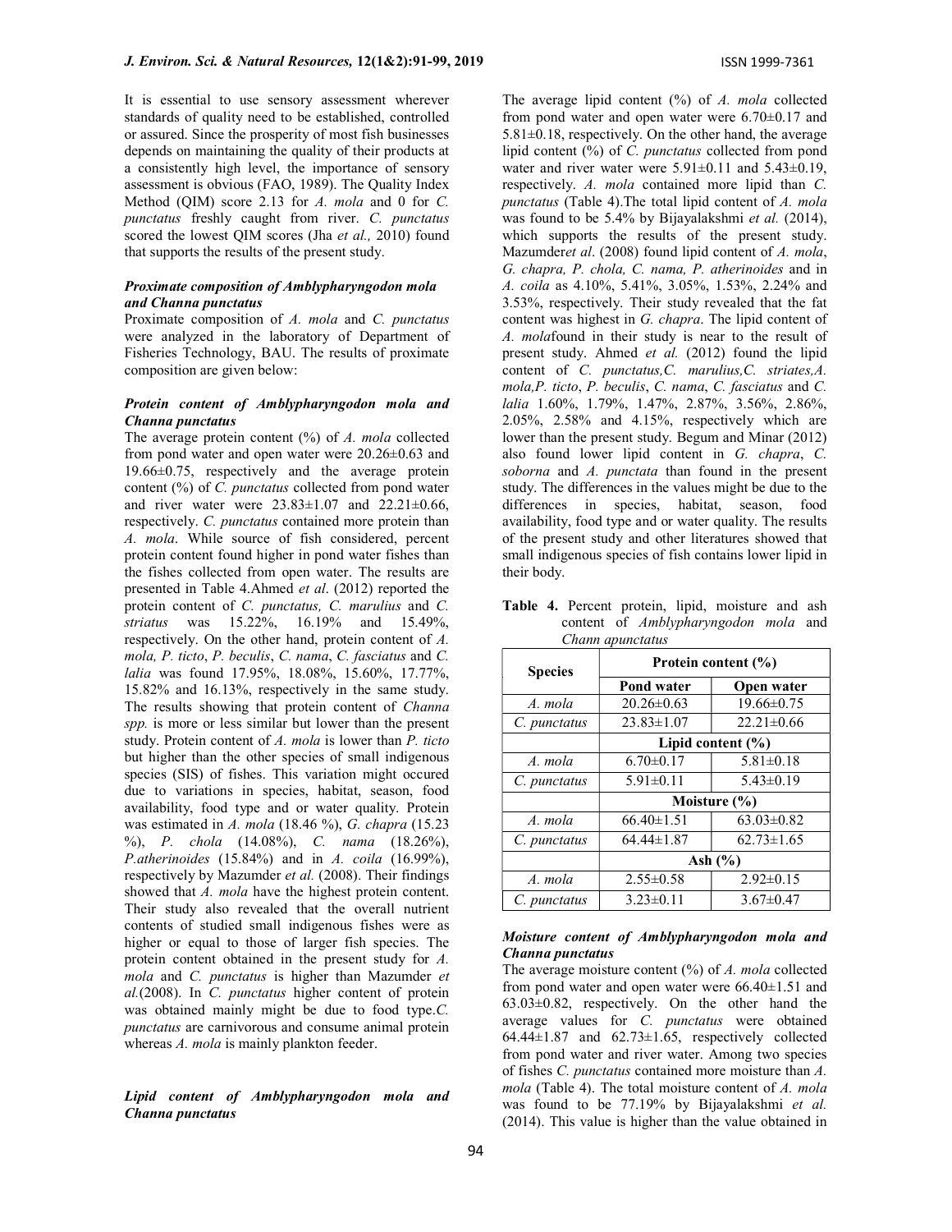It is essential to use sensory assessment wherever standards of quality need to be established, controlled or assured. Since the prosperity of most fish businesses depends on maintaining the quality of their products at a consistently high level, the importance of sensory assessment is obvious (FAO, 1989). The Quality Index Method (QIM) score 2.13 for *A. mola* and 0 for *C. punctatus* freshly caught from river. *C. punctatus* scored the lowest QIM scores (Jha *et al.,* 2010) found that supports the results of the present study.

### *Proximate composition of Amblypharyngodon mola and Channa punctatus*

Proximate composition of *A. mola* and *C. punctatus* were analyzed in the laboratory of Department of Fisheries Technology, BAU. The results of proximate composition are given below:

### *Protein content of Amblypharyngodon mola and Channa punctatus*

The average protein content (%) of *A. mola* collected from pond water and open water were 20.26±0.63 and 19.66±0.75, respectively and the average protein content (%) of *C. punctatus* collected from pond water and river water were 23.83±1.07 and 22.21±0.66, respectively. *C. punctatus* contained more protein than *A. mola*. While source of fish considered, percent protein content found higher in pond water fishes than the fishes collected from open water. The results are presented in Table 4.Ahmed *et al*. (2012) reported the protein content of *C. punctatus, C. marulius* and *C. striatus* was 15.22%, 16.19% and 15.49%, respectively. On the other hand, protein content of *A. mola, P. ticto*, *P. beculis*, *C. nama*, *C. fasciatus* and *C. lalia* was found 17.95%, 18.08%, 15.60%, 17.77%, 15.82% and 16.13%, respectively in the same study. The results showing that protein content of *Channa spp.* is more or less similar but lower than the present study. Protein content of *A. mola* is lower than *P. ticto* but higher than the other species of small indigenous species (SIS) of fishes. This variation might occured due to variations in species, habitat, season, food availability, food type and or water quality. Protein was estimated in *A. mola* (18.46 %), *G. chapra* (15.23 %), *P. chola* (14.08%), *C. nama* (18.26%), *P.atherinoides* (15.84%) and in *A. coila* (16.99%), respectively by Mazumder *et al.* (2008). Their findings showed that *A. mola* have the highest protein content. Their study also revealed that the overall nutrient contents of studied small indigenous fishes were as higher or equal to those of larger fish species. The protein content obtained in the present study for *A. mola* and *C. punctatus* is higher than Mazumder *et al.*(2008). In *C. punctatus* higher content of protein was obtained mainly might be due to food type.*C. punctatus* are carnivorous and consume animal protein whereas *A. mola* is mainly plankton feeder.

### *Lipid content of Amblypharyngodon mola and Channa punctatus*

The average lipid content (%) of *A. mola* collected from pond water and open water were 6.70±0.17 and 5.81±0.18, respectively. On the other hand, the average lipid content (%) of *C. punctatus* collected from pond water and river water were 5.91±0.11 and 5.43±0.19, respectively. *A. mola* contained more lipid than *C. punctatus* (Table 4).The total lipid content of *A. mola* was found to be 5.4% by Bijayalakshmi *et al.* (2014), which supports the results of the present study. Mazumder*et al*. (2008) found lipid content of *A. mola*, *G. chapra, P. chola, C. nama, P. atherinoides* and in *A. coila* as 4.10%, 5.41%, 3.05%, 1.53%, 2.24% and 3.53%, respectively. Their study revealed that the fat content was highest in *G. chapra*. The lipid content of *A. mola*found in their study is near to the result of present study. Ahmed *et al.* (2012) found the lipid content of *C. punctatus,C. marulius*, *C. striates,A. mola,P. ticto*, *P. beculis*, *C. nama*, *C. fasciatus* and *C. lalia* 1.60%, 1.79%, 1.47%, 2.87%, 3.56%, 2.86%, 2.05%, 2.58% and 4.15%, respectively which are lower than the present study. Begum and Minar (2012) also found lower lipid content in *G. chapra*, *C. soborna* and *A. punctata* than found in the present study. The differences in the values might be due to the differences in species, habitat, season, food availability, food type and or water quality. The results of the present study and other literatures showed that small indigenous species of fish contains lower lipid in their body.

**Table 4.** Percent protein, lipid, moisture and ash content of *Amblypharyngodon mola* and *Chann apunctatus*

| Species | Protein content (%) | |
|---|---|---|
| | Pond water | Open water |
| *A. mola* | 20.26±0.63 | 19.66±0.75 |
| *C. punctatus* | 23.83±1.07 | 22.21±0.66 |
| | Lipid content (%) | |
| *A. mola* | 6.70±0.17 | 5.81±0.18 |
| *C. punctatus* | 5.91±0.11 | 5.43±0.19 |
| | Moisture (%) | |
| *A. mola* | 66.40±1.51 | 63.03±0.82 |
| *C. punctatus* | 64.44±1.87 | 62.73±1.65 |
| | Ash (%) | |
| *A. mola* | 2.55±0.58 | 2.92±0.15 |
| *C. punctatus* | 3.23±0.11 | 3.67±0.47 |

### *Moisture content of Amblypharyngodon mola and Channa punctatus*

The average moisture content (%) of *A. mola* collected from pond water and open water were 66.40±1.51 and 63.03±0.82, respectively. On the other hand the average values for *C. punctatus* were obtained 64.44±1.87 and 62.73±1.65, respectively collected from pond water and river water. Among two species of fishes *C. punctatus* contained more moisture than *A. mola* (Table 4). The total moisture content of *A. mola* was found to be 77.19% by Bijayalakshmi *et al.* (2014). This value is higher than the value obtained in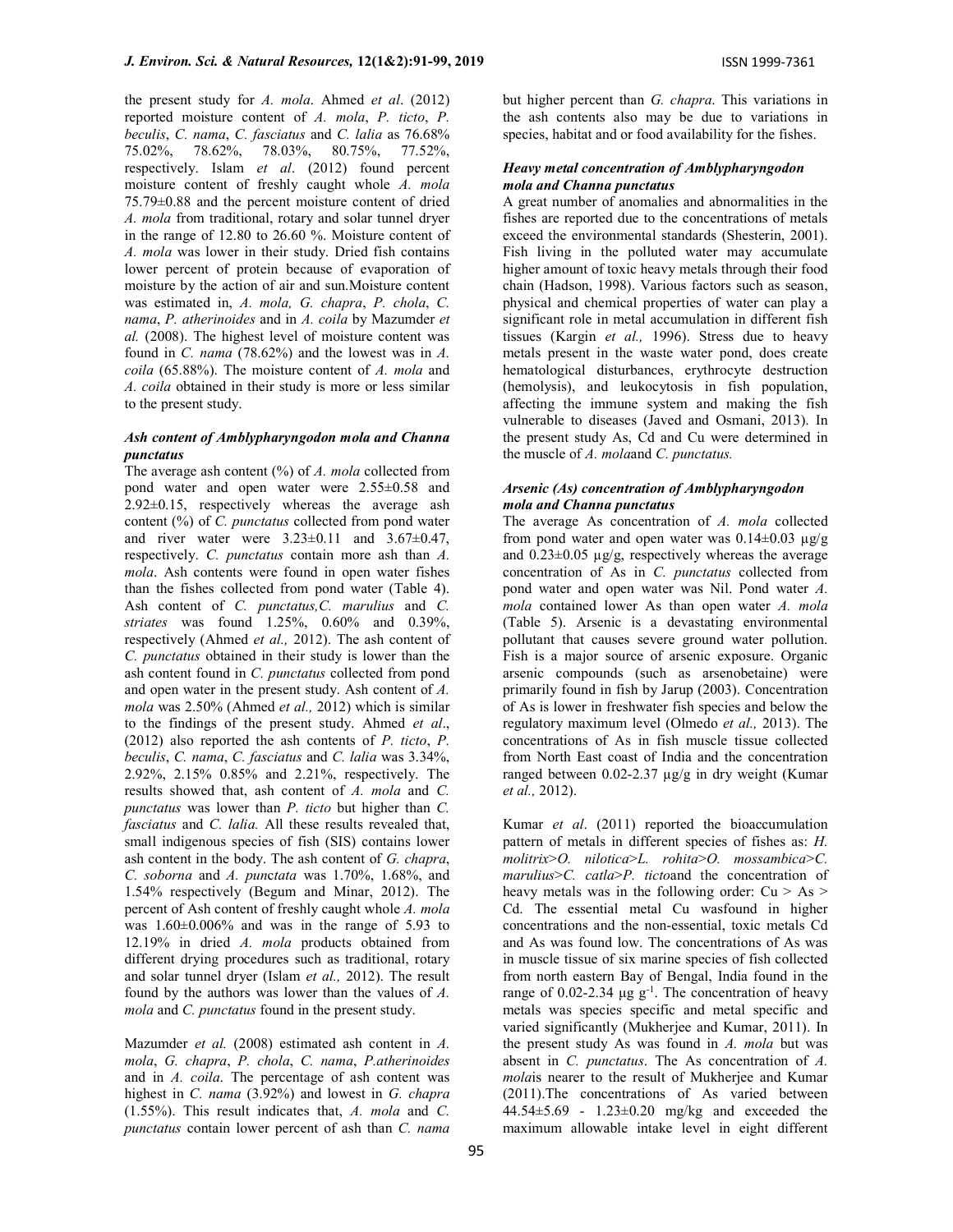the present study for *A. mola*. Ahmed *et al*. (2012) reported moisture content of *A. mola*, *P. ticto*, *P. beculis*, *C. nama*, *C. fasciatus* and *C. lalia* as 76.68% 75.02%, 78.62%, 78.03%, 80.75%, 77.52%, respectively. Islam *et al*. (2012) found percent moisture content of freshly caught whole *A. mola* 75.79±0.88 and the percent moisture content of dried *A. mola* from traditional, rotary and solar tunnel dryer in the range of 12.80 to 26.60 %. Moisture content of *A. mola* was lower in their study. Dried fish contains lower percent of protein because of evaporation of moisture by the action of air and sun.Moisture content was estimated in, *A. mola, G. chapra*, *P. chola*, *C. nama*, *P. atherinoides* and in *A. coila* by Mazumder *et al.* (2008). The highest level of moisture content was found in *C. nama* (78.62%) and the lowest was in *A. coila* (65.88%). The moisture content of *A. mola* and *A. coila* obtained in their study is more or less similar to the present study.

### *Ash content of Amblypharyngodon mola and Channa punctatus*

The average ash content (%) of *A. mola* collected from pond water and open water were 2.55±0.58 and 2.92±0.15, respectively whereas the average ash content (%) of *C. punctatus* collected from pond water and river water were 3.23±0.11 and 3.67±0.47, respectively. *C. punctatus* contain more ash than *A. mola*. Ash contents were found in open water fishes than the fishes collected from pond water (Table 4). Ash content of *C. punctatus,C. marulius* and *C. striates* was found 1.25%, 0.60% and 0.39%, respectively (Ahmed *et al.,* 2012). The ash content of *C. punctatus* obtained in their study is lower than the ash content found in *C. punctatus* collected from pond and open water in the present study. Ash content of *A. mola* was 2.50% (Ahmed *et al.,* 2012) which is similar to the findings of the present study. Ahmed *et al*., (2012) also reported the ash contents of *P. ticto*, *P. beculis*, *C. nama*, *C. fasciatus* and *C. lalia* was 3.34%, 2.92%, 2.15% 0.85% and 2.21%, respectively. The results showed that, ash content of *A. mola* and *C. punctatus* was lower than *P. ticto* but higher than *C. fasciatus* and *C. lalia.* All these results revealed that, small indigenous species of fish (SIS) contains lower ash content in the body. The ash content of *G. chapra*, *C. soborna* and *A. punctata* was 1.70%, 1.68%, and 1.54% respectively (Begum and Minar, 2012). The percent of Ash content of freshly caught whole *A. mola* was 1.60±0.006% and was in the range of 5.93 to 12.19% in dried *A. mola* products obtained from different drying procedures such as traditional, rotary and solar tunnel dryer (Islam *et al.,* 2012). The result found by the authors was lower than the values of *A. mola* and *C. punctatus* found in the present study.

Mazumder *et al.* (2008) estimated ash content in *A. mola*, *G. chapra*, *P. chola*, *C. nama*, *P.atherinoides* and in *A. coila*. The percentage of ash content was highest in *C. nama* (3.92%) and lowest in *G. chapra* (1.55%). This result indicates that, *A. mola* and *C. punctatus* contain lower percent of ash than *C. nama* but higher percent than *G. chapra*. This variations in the ash contents also may be due to variations in species, habitat and or food availability for the fishes.

### *Heavy metal concentration of Amblypharyngodon mola and Channa punctatus*

A great number of anomalies and abnormalities in the fishes are reported due to the concentrations of metals exceed the environmental standards (Shesterin, 2001). Fish living in the polluted water may accumulate higher amount of toxic heavy metals through their food chain (Hadson, 1998). Various factors such as season, physical and chemical properties of water can play a significant role in metal accumulation in different fish tissues (Kargin *et al.,* 1996). Stress due to heavy metals present in the waste water pond, does create hematological disturbances, erythrocyte destruction (hemolysis), and leukocytosis in fish population, affecting the immune system and making the fish vulnerable to diseases (Javed and Osmani, 2013). In the present study As, Cd and Cu were determined in the muscle of *A. mola*and *C. punctatus.*

### *Arsenic (As) concentration of Amblypharyngodon mola and Channa punctatus*

The average As concentration of *A. mola* collected from pond water and open water was 0.14±0.03 µg/g and 0.23±0.05 µg/g, respectively whereas the average concentration of As in *C. punctatus* collected from pond water and open water was Nil. Pond water *A. mola* contained lower As than open water *A. mola* (Table 5). Arsenic is a devastating environmental pollutant that causes severe ground water pollution. Fish is a major source of arsenic exposure. Organic arsenic compounds (such as arsenobetaine) were primarily found in fish by Jarup (2003). Concentration of As is lower in freshwater fish species and below the regulatory maximum level (Olmedo *et al.,* 2013). The concentrations of As in fish muscle tissue collected from North East coast of India and the concentration ranged between 0.02-2.37 µg/g in dry weight (Kumar *et al.,* 2012).

Kumar *et al*. (2011) reported the bioaccumulation pattern of metals in different species of fishes as: *H. molitrix*>*O. nilotica*>*L. rohita*>*O. mossambica*>*C. marulius*>*C. catla*>*P. ticto*and the concentration of heavy metals was in the following order: Cu > As > Cd. The essential metal Cu wasfound in higher concentrations and the non-essential, toxic metals Cd and As was found low. The concentrations of As was in muscle tissue of six marine species of fish collected from north eastern Bay of Bengal, India found in the range of 0.02-2.34 µg $g^{-1}$. The concentration of heavy metals was species specific and metal specific and varied significantly (Mukherjee and Kumar, 2011). In the present study As was found in *A. mola* but was absent in *C. punctatus*. The As concentration of *A. mola*is nearer to the result of Mukherjee and Kumar (2011).The concentrations of As varied between 44.54±5.69 - 1.23±0.20 mg/kg and exceeded the maximum allowable intake level in eight different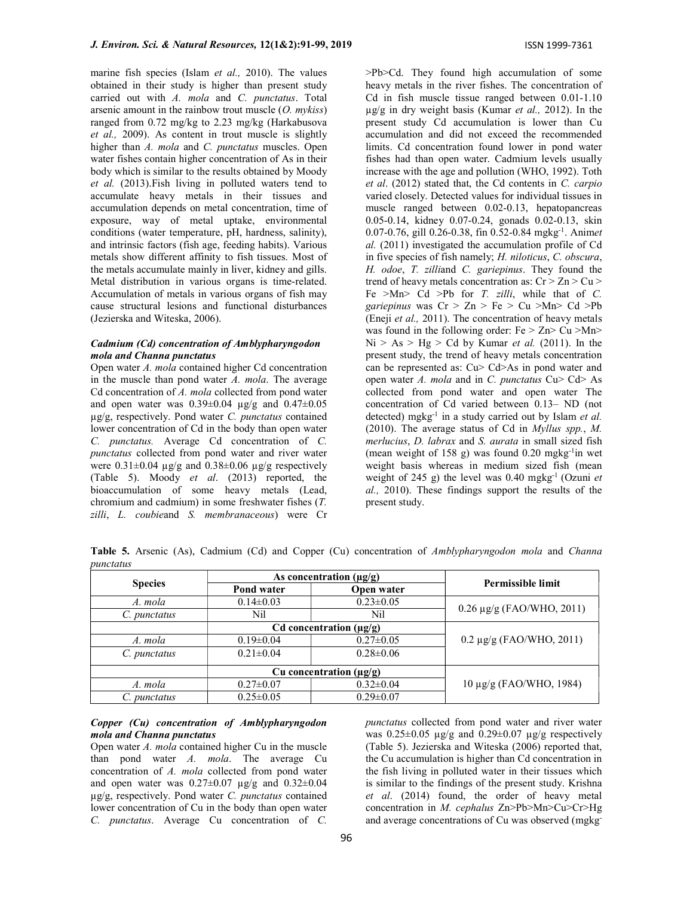marine fish species (Islam *et al.,* 2010). The values obtained in their study is higher than present study carried out with *A. mola* and *C. punctatus*. Total arsenic amount in the rainbow trout muscle (*O. mykiss*) ranged from 0.72 mg/kg to 2.23 mg/kg (Harkabusova *et al.,* 2009). As content in trout muscle is slightly higher than *A. mola* and *C. punctatus* muscles. Open water fishes contain higher concentration of As in their body which is similar to the results obtained by Moody *et al.* (2013).Fish living in polluted waters tend to accumulate heavy metals in their tissues and accumulation depends on metal concentration, time of exposure, way of metal uptake, environmental conditions (water temperature, pH, hardness, salinity), and intrinsic factors (fish age, feeding habits). Various metals show different affinity to fish tissues. Most of the metals accumulate mainly in liver, kidney and gills. Metal distribution in various organs is time-related. Accumulation of metals in various organs of fish may cause structural lesions and functional disturbances (Jezierska and Witeska, 2006).

### *Cadmium (Cd) concentration of Amblypharyngodon mola and Channa punctatus*

Open water *A. mola* contained higher Cd concentration in the muscle than pond water *A. mola*. The average Cd concentration of *A. mola* collected from pond water and open water was 0.39±0.04 µg/g and 0.47±0.05 µg/g, respectively. Pond water *C. punctatus* contained lower concentration of Cd in the body than open water *C. punctatus.* Average Cd concentration of *C. punctatus* collected from pond water and river water were 0.31±0.04 µg/g and 0.38±0.06 µg/g respectively (Table 5). Moody *et al*. (2013) reported, the bioaccumulation of some heavy metals (Lead, chromium and cadmium) in some freshwater fishes (*T. zilli*, *L. coubie*and *S. membranaceous*) were Cr >Pb>Cd. They found high accumulation of some heavy metals in the river fishes. The concentration of Cd in fish muscle tissue ranged between 0.01-1.10 µg/g in dry weight basis (Kumar *et al.,* 2012). In the present study Cd accumulation is lower than Cu accumulation and did not exceed the recommended limits. Cd concentration found lower in pond water fishes had than open water. Cadmium levels usually increase with the age and pollution (WHO, 1992). Toth *et al*. (2012) stated that, the Cd contents in *C. carpio* varied closely. Detected values for individual tissues in muscle ranged between 0.02-0.13, hepatopancreas 0.05-0.14, kidney 0.07-0.24, gonads 0.02-0.13, skin 0.07-0.76, gill 0.26-0.38, fin 0.52-0.84 mgkg$^{-1}$. Anim*et al.* (2011) investigated the accumulation profile of Cd in five species of fish namely; *H. niloticus*, *C. obscura*, *H. odoe*, *T. zilli*and *C. gariepinus*. They found the trend of heavy metals concentration as: Cr > Zn > Cu > Fe >Mn> Cd >Pb for *T. zilli*, while that of *C. gariepinus* was Cr > Zn > Fe > Cu >Mn> Cd >Pb (Eneji *et al.,* 2011). The concentration of heavy metals was found in the following order: Fe > Zn> Cu >Mn> Ni > As > Hg > Cd by Kumar *et al.* (2011). In the present study, the trend of heavy metals concentration can be represented as: Cu> Cd>As in pond water and open water *A. mola* and in *C. punctatus* Cu> Cd> As collected from pond water and open water The concentration of Cd varied between 0.13– ND (not detected) mgkg$^{-1}$ in a study carried out by Islam *et al.* (2010). The average status of Cd in *Myllus spp.*, *M. merlucius*, *D. labrax* and *S. aurata* in small sized fish (mean weight of 158 g) was found 0.20 mgkg$^{-1}$in wet weight basis whereas in medium sized fish (mean weight of 245 g) the level was 0.40 mgkg$^{-1}$ (Ozuni *et al.,* 2010). These findings support the results of the present study.

**Table 5.** Arsenic (As), Cadmium (Cd) and Copper (Cu) concentration of *Amblypharyngodon mola* and *Channa punctatus*

| Species | As concentration (µg/g) | | Permissible limit |
|---|---|---|---|
| | Pond water | Open water | |
| *A. mola* | 0.14±0.03 | 0.23±0.05 | 0.26 µg/g (FAO/WHO, 2011) |
| *C. punctatus* | Nil | Nil | |
| | Cd concentration (µg/g) | | 0.2 µg/g (FAO/WHO, 2011) |
| *A. mola* | 0.19±0.04 | 0.27±0.05 | |
| *C. punctatus* | 0.21±0.04 | 0.28±0.06 | |
| | Cu concentration (µg/g) | | 10 µg/g (FAO/WHO, 1984) |
| *A. mola* | 0.27±0.07 | 0.32±0.04 | |
| *C. punctatus* | 0.25±0.05 | 0.29±0.07 | |

### *Copper (Cu) concentration of Amblypharyngodon mola and Channa punctatus*

Open water *A. mola* contained higher Cu in the muscle than pond water *A. mola*. The average Cu concentration of *A. mola* collected from pond water and open water was 0.27±0.07 µg/g and 0.32±0.04 µg/g, respectively. Pond water *C. punctatus* contained lower concentration of Cu in the body than open water *C. punctatus*. Average Cu concentration of *C. punctatus* collected from pond water and river water was 0.25±0.05 µg/g and 0.29±0.07 µg/g respectively (Table 5). Jezierska and Witeska (2006) reported that, the Cu accumulation is higher than Cd concentration in the fish living in polluted water in their tissues which is similar to the findings of the present study. Krishna *et al*. (2014) found, the order of heavy metal concentration in *M. cephalus* Zn>Pb>Mn>Cu>Cr>Hg and average concentrations of Cu was observed (mgkg-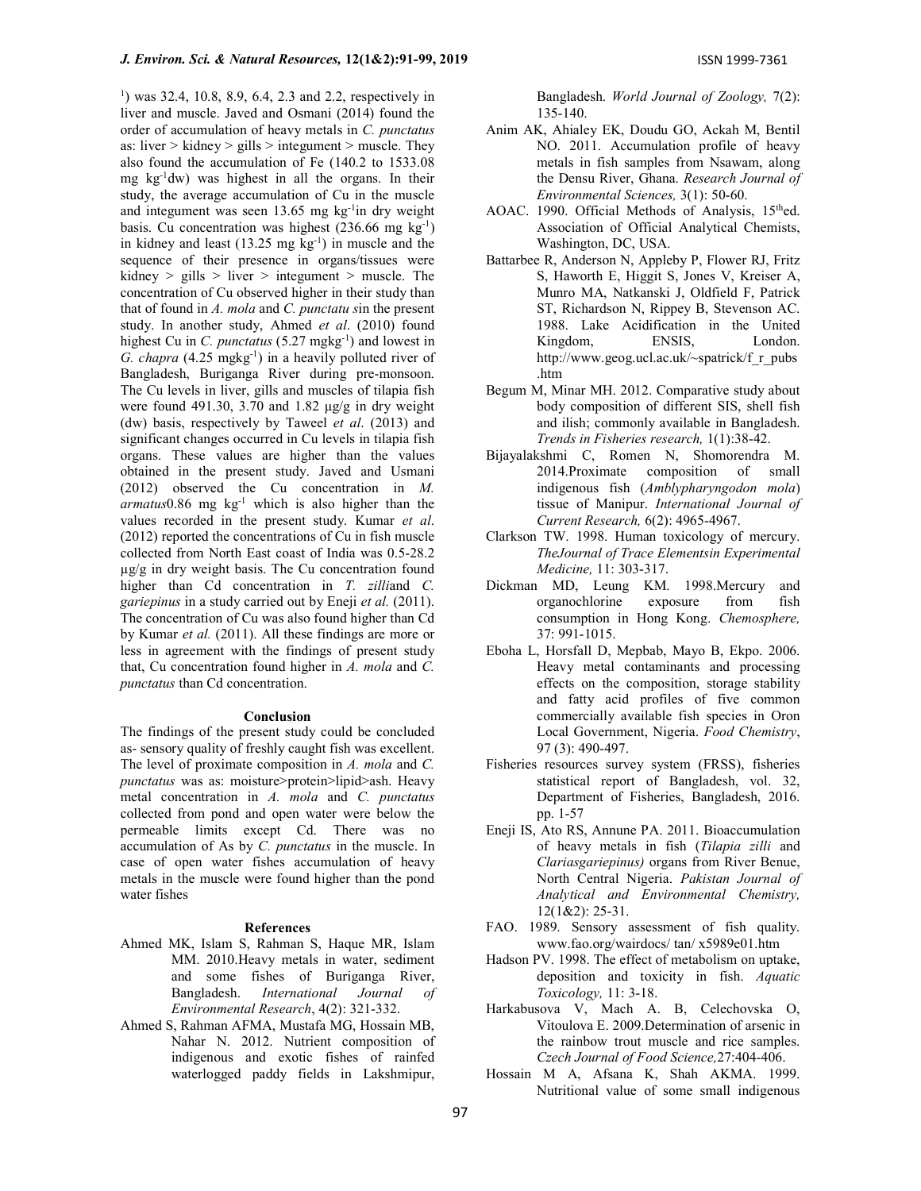[1]) was 32.4, 10.8, 8.9, 6.4, 2.3 and 2.2, respectively in liver and muscle. Javed and Osmani (2014) found the order of accumulation of heavy metals in *C. punctatus* as: liver > kidney > gills > integument > muscle. They also found the accumulation of Fe (140.2 to 1533.08 mg $kg^{-1}$dw) was highest in all the organs. In their study, the average accumulation of Cu in the muscle and integument was seen 13.65 mg $kg^{-1}$in dry weight basis. Cu concentration was highest (236.66 mg $kg^{-1}$) in kidney and least (13.25 mg $kg^{-1}$) in muscle and the sequence of their presence in organs/tissues were kidney > gills > liver > integument > muscle. The concentration of Cu observed higher in their study than that of found in *A. mola* and *C. punctatu s*in the present study. In another study, Ahmed *et al*. (2010) found highest Cu in *C. punctatus* (5.27 $mgkg^{-1}$) and lowest in *G. chapra* (4.25 $mgkg^{-1}$) in a heavily polluted river of Bangladesh, Buriganga River during pre-monsoon. The Cu levels in liver, gills and muscles of tilapia fish were found 491.30, 3.70 and 1.82 µg/g in dry weight (dw) basis, respectively by Taweel *et al*. (2013) and significant changes occurred in Cu levels in tilapia fish organs. These values are higher than the values obtained in the present study. Javed and Usmani (2012) observed the Cu concentration in *M. armatus*0.86 mg $kg^{-1}$ which is also higher than the values recorded in the present study. Kumar *et al*. (2012) reported the concentrations of Cu in fish muscle collected from North East coast of India was 0.5-28.2 µg/g in dry weight basis. The Cu concentration found higher than Cd concentration in *T. zilli*and *C. gariepinus* in a study carried out by Eneji *et al.* (2011). The concentration of Cu was also found higher than Cd by Kumar *et al.* (2011). All these findings are more or less in agreement with the findings of present study that, Cu concentration found higher in *A. mola* and *C. punctatus* than Cd concentration.

## Conclusion

The findings of the present study could be concluded as- sensory quality of freshly caught fish was excellent. The level of proximate composition in *A. mola* and *C. punctatus* was as: moisture>protein>lipid>ash. Heavy metal concentration in *A. mola* and *C. punctatus* collected from pond and open water were below the permeable limits except Cd. There was no accumulation of As by *C. punctatus* in the muscle. In case of open water fishes accumulation of heavy metals in the muscle were found higher than the pond water fishes

## References

Ahmed MK, Islam S, Rahman S, Haque MR, Islam MM. 2010.Heavy metals in water, sediment and some fishes of Buriganga River, Bangladesh. *International Journal of Environmental Research*, 4(2): 321-332.

Ahmed S, Rahman AFMA, Mustafa MG, Hossain MB, Nahar N. 2012. Nutrient composition of indigenous and exotic fishes of rainfed waterlogged paddy fields in Lakshmipur, Bangladesh. *World Journal of Zoology,* 7(2): 135-140.

Anim AK, Ahialey EK, Doudu GO, Ackah M, Bentil NO. 2011. Accumulation profile of heavy metals in fish samples from Nsawam, along the Densu River, Ghana. *Research Journal of Environmental Sciences,* 3(1): 50-60.

AOAC. 1990. Official Methods of Analysis, 15thed. Association of Official Analytical Chemists, Washington, DC, USA.

Battarbee R, Anderson N, Appleby P, Flower RJ, Fritz S, Haworth E, Higgit S, Jones V, Kreiser A, Munro MA, Natkanski J, Oldfield F, Patrick ST, Richardson N, Rippey B, Stevenson AC. 1988. Lake Acidification in the United Kingdom, ENSIS, London. http://www.geog.ucl.ac.uk/~spatrick/f_r_pubs.htm

Begum M, Minar MH. 2012. Comparative study about body composition of different SIS, shell fish and ilish; commonly available in Bangladesh. *Trends in Fisheries research,* 1(1):38-42.

Bijayalakshmi C, Romen N, Shomorendra M. 2014.Proximate composition of small indigenous fish (*Amblypharyngodon mola*) tissue of Manipur. *International Journal of Current Research,* 6(2): 4965-4967.

Clarkson TW. 1998. Human toxicology of mercury. *TheJournal of Trace Elementsin Experimental Medicine,* 11: 303-317.

Dickman MD, Leung KM. 1998.Mercury and organochlorine exposure from fish consumption in Hong Kong. *Chemosphere,* 37: 991-1015.

Eboha L, Horsfall D, Mepbab, Mayo B, Ekpo. 2006. Heavy metal contaminants and processing effects on the composition, storage stability and fatty acid profiles of five common commercially available fish species in Oron Local Government, Nigeria. *Food Chemistry*, 97 (3): 490-497.

Fisheries resources survey system (FRSS), fisheries statistical report of Bangladesh, vol. 32, Department of Fisheries, Bangladesh, 2016. pp. 1-57

Eneji IS, Ato RS, Annune PA. 2011. Bioaccumulation of heavy metals in fish (*Tilapia zilli* and *Clariasgariepinus)* organs from River Benue, North Central Nigeria. *Pakistan Journal of Analytical and Environmental Chemistry,* 12(1&2): 25-31.

FAO. 1989. Sensory assessment of fish quality. www.fao.org/wairdocs/ tan/ x5989e01.htm

Hadson PV. 1998. The effect of metabolism on uptake, deposition and toxicity in fish. *Aquatic Toxicology,* 11: 3-18.

Harkabusova V, Mach A. B, Celechovska O, Vitoulova E. 2009.Determination of arsenic in the rainbow trout muscle and rice samples. *Czech Journal of Food Science,*27:404-406.

Hossain M A, Afsana K, Shah AKMA. 1999. Nutritional value of some small indigenous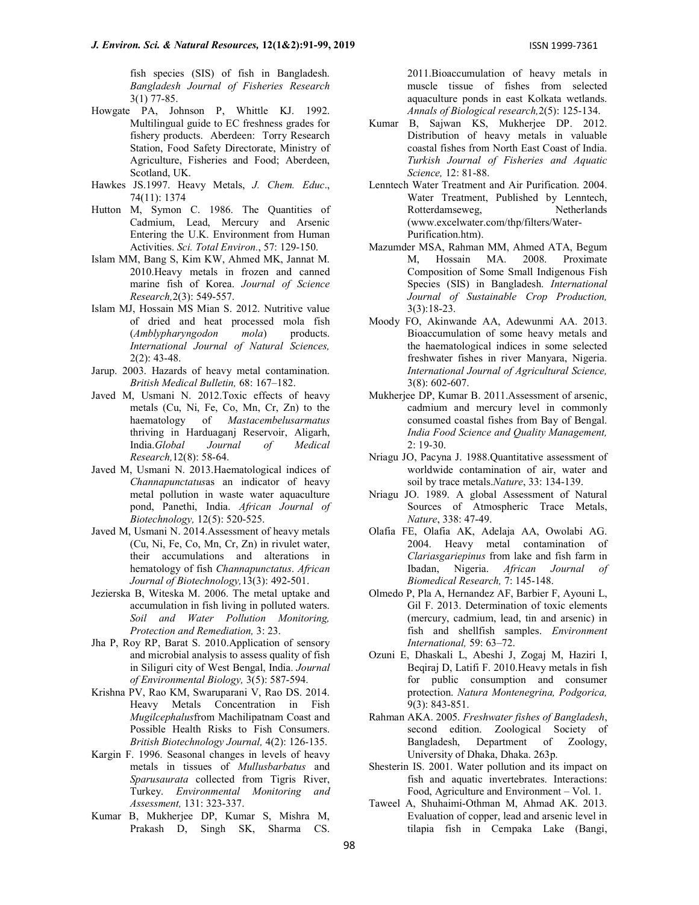fish species (SIS) of fish in Bangladesh. *Bangladesh Journal of Fisheries Research* 3(1) 77-85.

Howgate PA, Johnson P, Whittle KJ. 1992. Multilingual guide to EC freshness grades for fishery products. Aberdeen: Torry Research Station, Food Safety Directorate, Ministry of Agriculture, Fisheries and Food; Aberdeen, Scotland, UK.

Hawkes JS.1997. Heavy Metals, *J. Chem. Educ*., 74(11): 1374

Hutton M, Symon C. 1986. The Quantities of Cadmium, Lead, Mercury and Arsenic Entering the U.K. Environment from Human Activities. *Sci. Total Environ.*, 57: 129-150.

Islam MM, Bang S, Kim KW, Ahmed MK, Jannat M. 2010.Heavy metals in frozen and canned marine fish of Korea. *Journal of Science Research,*2(3): 549-557.

Islam MJ, Hossain MS Mian S. 2012. Nutritive value of dried and heat processed mola fish (*Amblypharyngodon mola*) products. *International Journal of Natural Sciences,* 2(2): 43-48.

Jarup. 2003. Hazards of heavy metal contamination. *British Medical Bulletin,* 68: 167–182.

Javed M, Usmani N. 2012.Toxic effects of heavy metals (Cu, Ni, Fe, Co, Mn, Cr, Zn) to the haematology of *Mastacembelusarmatus* thriving in Harduaganj Reservoir, Aligarh, India.*Global Journal of Medical Research,*12(8): 58-64.

Javed M, Usmani N. 2013.Haematological indices of *Channapunctatus*as an indicator of heavy metal pollution in waste water aquaculture pond, Panethi, India. *African Journal of Biotechnology,* 12(5): 520-525.

Javed M, Usmani N. 2014.Assessment of heavy metals (Cu, Ni, Fe, Co, Mn, Cr, Zn) in rivulet water, their accumulations and alterations in hematology of fish *Channapunctatus*. *African Journal of Biotechnology,*13(3): 492-501.

Jezierska B, Witeska M. 2006. The metal uptake and accumulation in fish living in polluted waters. *Soil and Water Pollution Monitoring, Protection and Remediation,* 3: 23.

Jha P, Roy RP, Barat S. 2010.Application of sensory and microbial analysis to assess quality of fish in Siliguri city of West Bengal, India. *Journal of Environmental Biology,* 3(5): 587-594.

Krishna PV, Rao KM, Swaruparani V, Rao DS. 2014. Heavy Metals Concentration in Fish *Mugilcephalus*from Machilipatnam Coast and Possible Health Risks to Fish Consumers. *British Biotechnology Journal,* 4(2): 126-135.

Kargin F. 1996. Seasonal changes in levels of heavy metals in tissues of *Mullusbarbatus* and *Sparusaurata* collected from Tigris River, Turkey. *Environmental Monitoring and Assessment,* 131: 323-337.

Kumar B, Mukherjee DP, Kumar S, Mishra M, Prakash D, Singh SK, Sharma CS. 2011.Bioaccumulation of heavy metals in muscle tissue of fishes from selected aquaculture ponds in east Kolkata wetlands. *Annals of Biological research,*2(5): 125-134.

Kumar B, Sajwan KS, Mukherjee DP. 2012. Distribution of heavy metals in valuable coastal fishes from North East Coast of India. *Turkish Journal of Fisheries and Aquatic Science,* 12: 81-88.

Lenntech Water Treatment and Air Purification. 2004. Water Treatment, Published by Lenntech, Rotterdamseweg, Netherlands (www.excelwater.com/thp/filters/Water-Purification.htm).

Mazumder MSA, Rahman MM, Ahmed ATA, Begum M, Hossain MA. 2008. Proximate Composition of Some Small Indigenous Fish Species (SIS) in Bangladesh. *International Journal of Sustainable Crop Production,* 3(3):18-23.

Moody FO, Akinwande AA, Adewunmi AA. 2013. Bioaccumulation of some heavy metals and the haematological indices in some selected freshwater fishes in river Manyara, Nigeria. *International Journal of Agricultural Science,* 3(8): 602-607.

Mukherjee DP, Kumar B. 2011.Assessment of arsenic, cadmium and mercury level in commonly consumed coastal fishes from Bay of Bengal. *India Food Science and Quality Management,* 2: 19-30.

Nriagu JO, Pacyna J. 1988.Quantitative assessment of worldwide contamination of air, water and soil by trace metals.*Nature*, 33: 134-139.

Nriagu JO. 1989. A global Assessment of Natural Sources of Atmospheric Trace Metals, *Nature*, 338: 47-49.

Olafia FE, Olafia AK, Adelaja AA, Owolabi AG. 2004. Heavy metal contamination of *Clariasgariepinus* from lake and fish farm in Ibadan, Nigeria. *African Journal of Biomedical Research,* 7: 145-148.

Olmedo P, Pla A, Hernandez AF, Barbier F, Ayouni L, Gil F. 2013. Determination of toxic elements (mercury, cadmium, lead, tin and arsenic) in fish and shellfish samples. *Environment International,* 59: 63–72.

Ozuni E, Dhaskali L, Abeshi J, Zogaj M, Haziri I, Beqiraj D, Latifi F. 2010.Heavy metals in fish for public consumption and consumer protection. *Natura Montenegrina, Podgorica,* 9(3): 843-851.

Rahman AKA. 2005. *Freshwater fishes of Bangladesh*, second edition. Zoological Society of Bangladesh, Department of Zoology, University of Dhaka, Dhaka. 263p.

Shesterin IS. 2001. Water pollution and its impact on fish and aquatic invertebrates. Interactions: Food, Agriculture and Environment – Vol. 1.

Taweel A, Shuhaimi-Othman M, Ahmad AK. 2013. Evaluation of copper, lead and arsenic level in tilapia fish in Cempaka Lake (Bangi,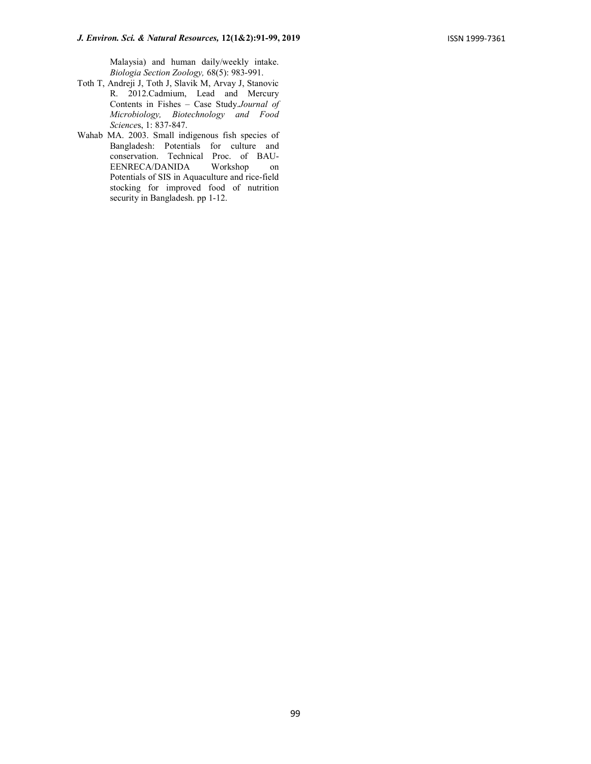Malaysia) and human daily/weekly intake. *Biologia Section Zoology,* 68(5): 983-991.

Toth T, Andreji J, Toth J, Slavik M, Arvay J, Stanovic R. 2012.Cadmium, Lead and Mercury Contents in Fishes – Case Study.*Journal of Microbiology, Biotechnology and Food Science*s, 1: 837-847.

Wahab MA. 2003. Small indigenous fish species of Bangladesh: Potentials for culture and conservation. Technical Proc. of BAU-EENRECA/DANIDA Workshop on Potentials of SIS in Aquaculture and rice-field stocking for improved food of nutrition security in Bangladesh. pp 1-12.